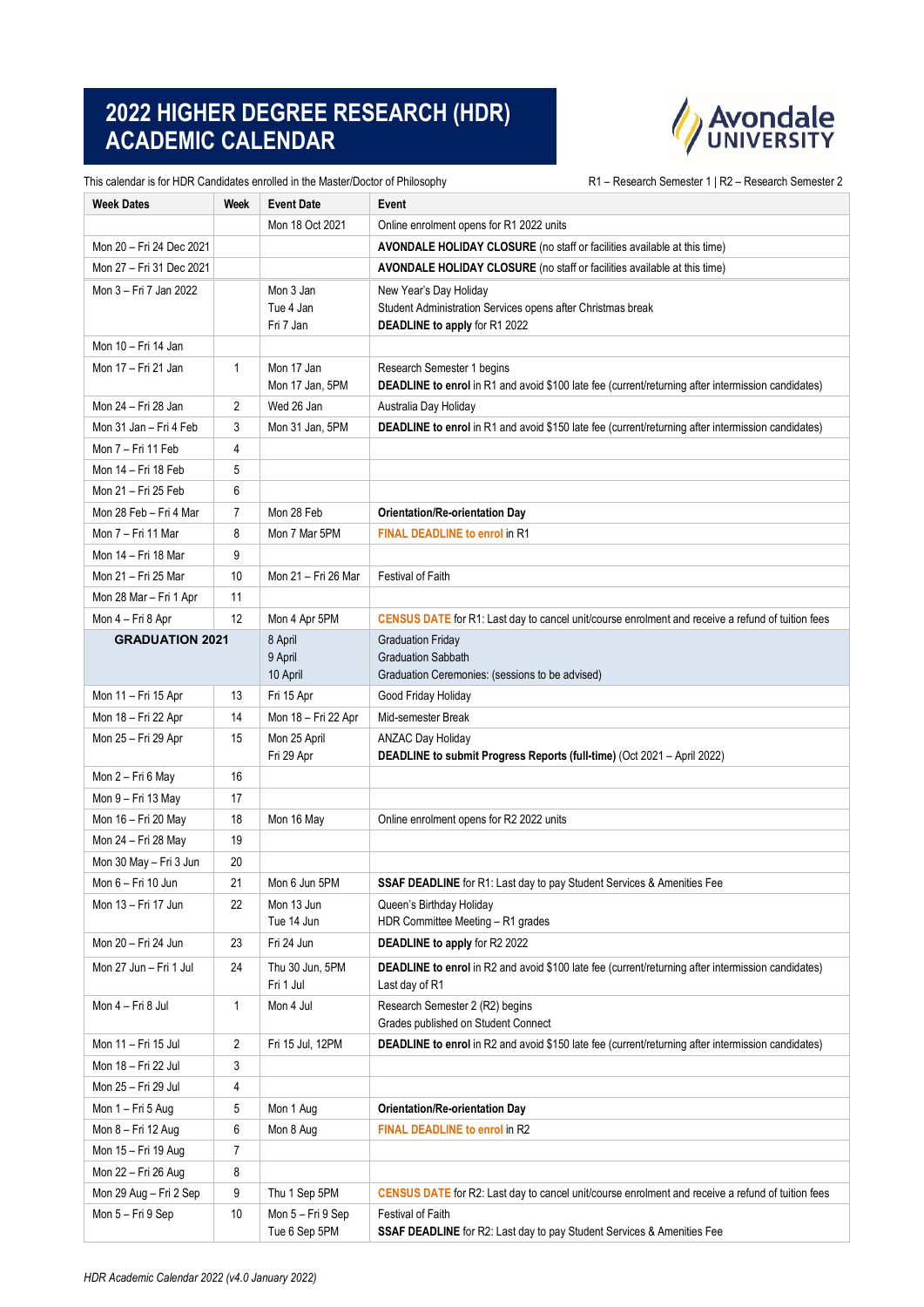# 2022 HIGHER DEGREE RESEARCH (HDR) ACADEMIC CALENDAR

Avondale UNIVERSITY

This calendar is for HDR Candidates enrolled in the Master/Doctor of Philosophy

R1 – Research Semester 1 | R2 – Research Semester 2

| Week Dates | Week | Event Date | Event |
|---|---|---|---|
| | | Mon 18 Oct 2021 | Online enrolment opens for R1 2022 units |
| Mon 20 – Fri 24 Dec 2021 | | | **AVONDALE HOLIDAY CLOSURE** (no staff or facilities available at this time) |
| Mon 27 – Fri 31 Dec 2021 | | | **AVONDALE HOLIDAY CLOSURE** (no staff or facilities available at this time) |
| Mon 3 – Fri 7 Jan 2022 | | Mon 3 Jan<br>Tue 4 Jan<br>Fri 7 Jan | New Year's Day Holiday<br>Student Administration Services opens after Christmas break<br>**DEADLINE to apply** for R1 2022 |
| Mon 10 – Fri 14 Jan | | | |
| Mon 17 – Fri 21 Jan | 1 | Mon 17 Jan<br>Mon 17 Jan, 5PM | Research Semester 1 begins<br>**DEADLINE to enrol** in R1 and avoid $100 late fee (current/returning after intermission candidates) |
| Mon 24 – Fri 28 Jan | 2 | Wed 26 Jan | Australia Day Holiday |
| Mon 31 Jan – Fri 4 Feb | 3 | Mon 31 Jan, 5PM | **DEADLINE to enrol** in R1 and avoid $150 late fee (current/returning after intermission candidates) |
| Mon 7 – Fri 11 Feb | 4 | | |
| Mon 14 – Fri 18 Feb | 5 | | |
| Mon 21 – Fri 25 Feb | 6 | | |
| Mon 28 Feb – Fri 4 Mar | 7 | Mon 28 Feb | **Orientation/Re-orientation Day** |
| Mon 7 – Fri 11 Mar | 8 | Mon 7 Mar 5PM | **FINAL DEADLINE to enrol** in R1 |
| Mon 14 – Fri 18 Mar | 9 | | |
| Mon 21 – Fri 25 Mar | 10 | Mon 21 – Fri 26 Mar | Festival of Faith |
| Mon 28 Mar – Fri 1 Apr | 11 | | |
| Mon 4 – Fri 8 Apr | 12 | Mon 4 Apr 5PM | **CENSUS DATE** for R1: Last day to cancel unit/course enrolment and receive a refund of tuition fees |
| **GRADUATION 2021** | | 8 April<br>9 April<br>10 April | Graduation Friday<br>Graduation Sabbath<br>Graduation Ceremonies: (sessions to be advised) |
| Mon 11 – Fri 15 Apr | 13 | Fri 15 Apr | Good Friday Holiday |
| Mon 18 – Fri 22 Apr | 14 | Mon 18 – Fri 22 Apr | Mid-semester Break |
| Mon 25 – Fri 29 Apr | 15 | Mon 25 April<br>Fri 29 Apr | ANZAC Day Holiday<br>**DEADLINE to submit Progress Reports (full-time)** (Oct 2021 – April 2022) |
| Mon 2 – Fri 6 May | 16 | | |
| Mon 9 – Fri 13 May | 17 | | |
| Mon 16 – Fri 20 May | 18 | Mon 16 May | Online enrolment opens for R2 2022 units |
| Mon 24 – Fri 28 May | 19 | | |
| Mon 30 May – Fri 3 Jun | 20 | | |
| Mon 6 – Fri 10 Jun | 21 | Mon 6 Jun 5PM | **SSAF DEADLINE** for R1: Last day to pay Student Services & Amenities Fee |
| Mon 13 – Fri 17 Jun | 22 | Mon 13 Jun<br>Tue 14 Jun | Queen's Birthday Holiday<br>HDR Committee Meeting – R1 grades |
| Mon 20 – Fri 24 Jun | 23 | Fri 24 Jun | **DEADLINE to apply** for R2 2022 |
| Mon 27 Jun – Fri 1 Jul | 24 | Thu 30 Jun, 5PM<br>Fri 1 Jul | **DEADLINE to enrol** in R2 and avoid $100 late fee (current/returning after intermission candidates)<br>Last day of R1 |
| Mon 4 – Fri 8 Jul | 1 | Mon 4 Jul | Research Semester 2 (R2) begins<br>Grades published on Student Connect |
| Mon 11 – Fri 15 Jul | 2 | Fri 15 Jul, 12PM | **DEADLINE to enrol** in R2 and avoid $150 late fee (current/returning after intermission candidates) |
| Mon 18 – Fri 22 Jul | 3 | | |
| Mon 25 – Fri 29 Jul | 4 | | |
| Mon 1 – Fri 5 Aug | 5 | Mon 1 Aug | **Orientation/Re-orientation Day** |
| Mon 8 – Fri 12 Aug | 6 | Mon 8 Aug | **FINAL DEADLINE to enrol** in R2 |
| Mon 15 – Fri 19 Aug | 7 | | |
| Mon 22 – Fri 26 Aug | 8 | | |
| Mon 29 Aug – Fri 2 Sep | 9 | Thu 1 Sep 5PM | **CENSUS DATE** for R2: Last day to cancel unit/course enrolment and receive a refund of tuition fees |
| Mon 5 – Fri 9 Sep | 10 | Mon 5 – Fri 9 Sep<br>Tue 6 Sep 5PM | Festival of Faith<br>**SSAF DEADLINE** for R2: Last day to pay Student Services & Amenities Fee |

*HDR Academic Calendar 2022 (v4.0 January 2022)*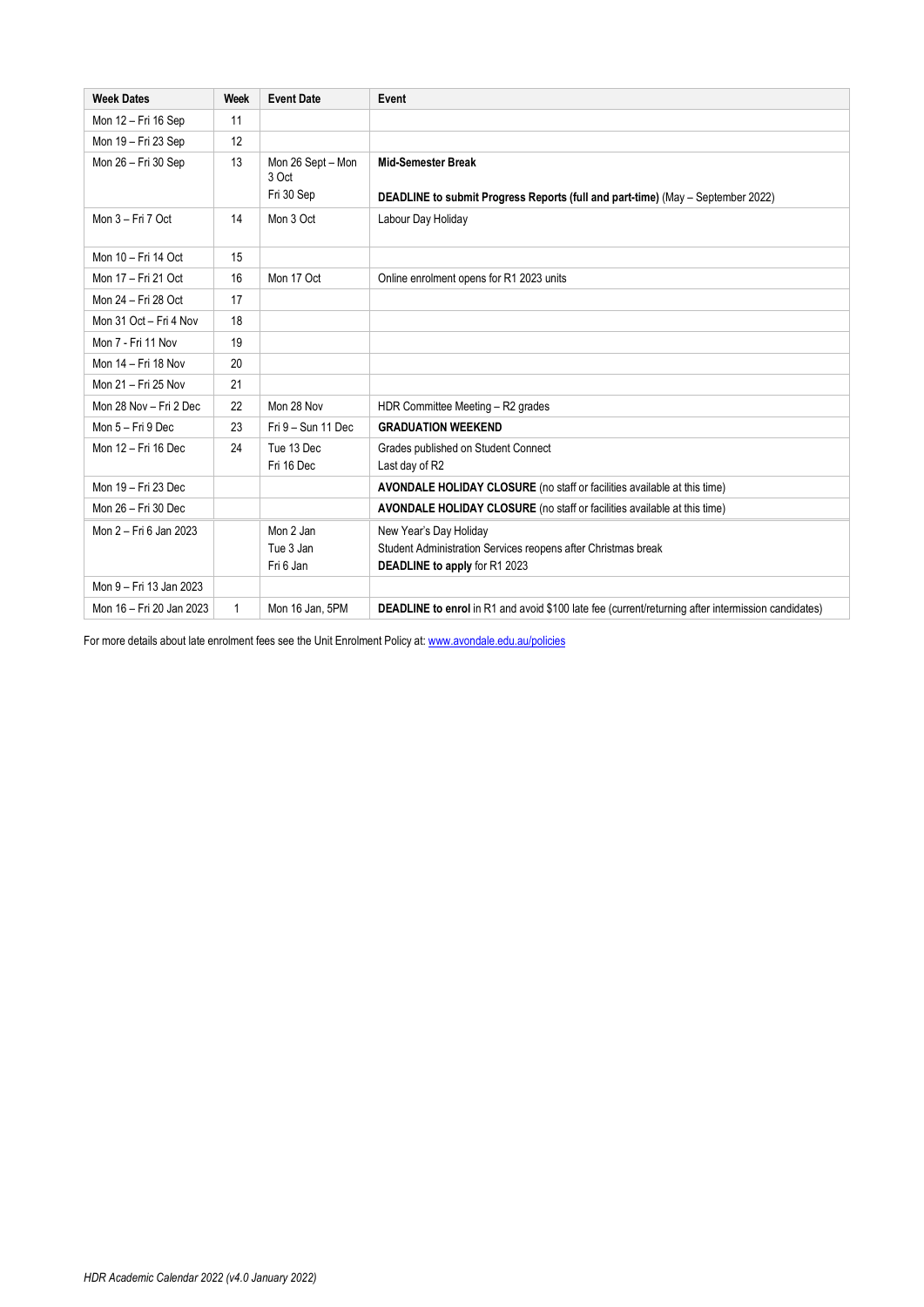| Week Dates | Week | Event Date | Event |
|---|---|---|---|
| Mon 12 – Fri 16 Sep | 11 | | |
| Mon 19 – Fri 23 Sep | 12 | | |
| Mon 26 – Fri 30 Sep | 13 | Mon 26 Sept – Mon 3 Oct<br>Fri 30 Sep | **Mid-Semester Break**<br>**DEADLINE to submit Progress Reports (full and part-time)** (May – September 2022) |
| Mon 3 – Fri 7 Oct | 14 | Mon 3 Oct | Labour Day Holiday |
| Mon 10 – Fri 14 Oct | 15 | | |
| Mon 17 – Fri 21 Oct | 16 | Mon 17 Oct | Online enrolment opens for R1 2023 units |
| Mon 24 – Fri 28 Oct | 17 | | |
| Mon 31 Oct – Fri 4 Nov | 18 | | |
| Mon 7 - Fri 11 Nov | 19 | | |
| Mon 14 – Fri 18 Nov | 20 | | |
| Mon 21 – Fri 25 Nov | 21 | | |
| Mon 28 Nov – Fri 2 Dec | 22 | Mon 28 Nov | HDR Committee Meeting – R2 grades |
| Mon 5 – Fri 9 Dec | 23 | Fri 9 – Sun 11 Dec | **GRADUATION WEEKEND** |
| Mon 12 – Fri 16 Dec | 24 | Tue 13 Dec<br>Fri 16 Dec | Grades published on Student Connect<br>Last day of R2 |
| Mon 19 – Fri 23 Dec | | | **AVONDALE HOLIDAY CLOSURE** (no staff or facilities available at this time) |
| Mon 26 – Fri 30 Dec | | | **AVONDALE HOLIDAY CLOSURE** (no staff or facilities available at this time) |
| Mon 2 – Fri 6 Jan 2023 | | Mon 2 Jan<br>Tue 3 Jan<br>Fri 6 Jan | New Year's Day Holiday<br>Student Administration Services reopens after Christmas break<br>**DEADLINE to apply** for R1 2023 |
| Mon 9 – Fri 13 Jan 2023 | | | |
| Mon 16 – Fri 20 Jan 2023 | 1 | Mon 16 Jan, 5PM | **DEADLINE to enrol** in R1 and avoid $100 late fee (current/returning after intermission candidates) |

For more details about late enrolment fees see the Unit Enrolment Policy at: www.avondale.edu.au/policies

*HDR Academic Calendar 2022 (v4.0 January 2022)*